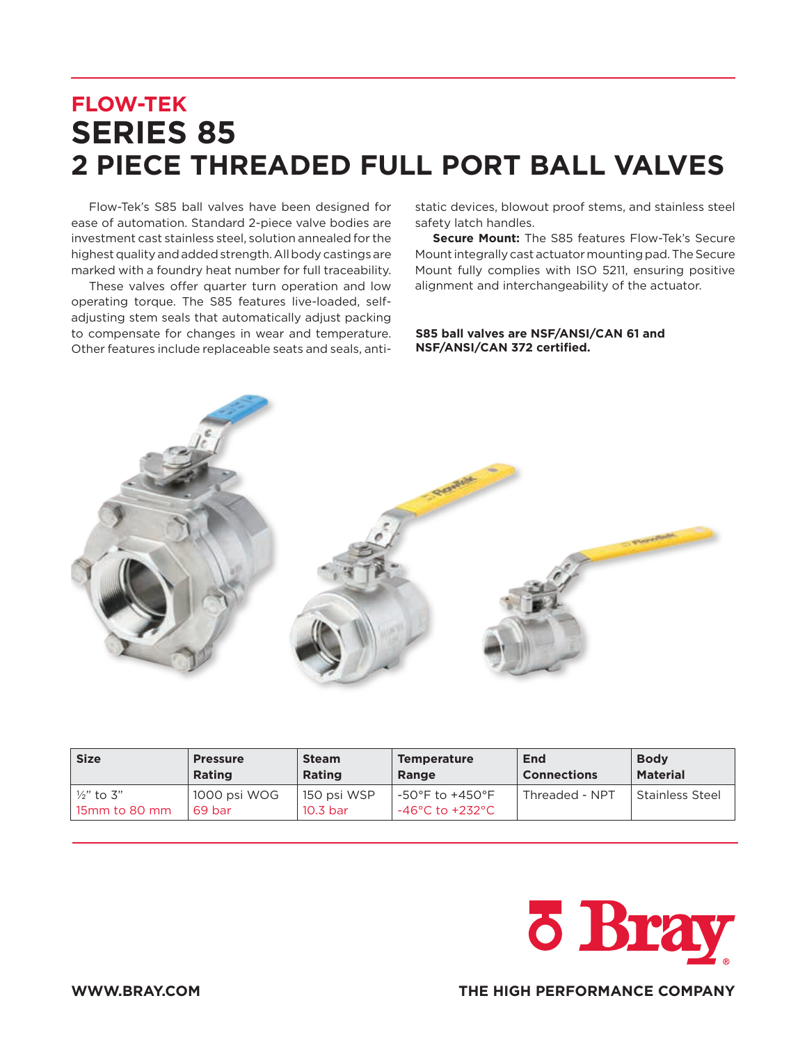# FLOW-TEK

# SERIES 85

# 2 PIECE THREADED FULL PORT BALL VALVES

Flow-Tek's S85 ball valves have been designed for ease of automation. Standard 2-piece valve bodies are investment cast stainless steel, solution annealed for the highest quality and added strength. All body castings are marked with a foundry heat number for full traceability.

These valves offer quarter turn operation and low operating torque. The S85 features live-loaded, self-adjusting stem seals that automatically adjust packing to compensate for changes in wear and temperature. Other features include replaceable seats and seals, anti-static devices, blowout proof stems, and stainless steel safety latch handles.

**Secure Mount:** The S85 features Flow-Tek's Secure Mount integrally cast actuator mounting pad. The Secure Mount fully complies with ISO 5211, ensuring positive alignment and interchangeability of the actuator.

**S85 ball valves are NSF/ANSI/CAN 61 and NSF/ANSI/CAN 372 certified.**

| Size | Pressure Rating | Steam Rating | Temperature Range | End Connections | Body Material |
|---|---|---|---|---|---|
| ½" to 3"<br>15mm to 80 mm | 1000 psi WOG<br>69 bar | 150 psi WSP<br>10.3 bar | -50°F to +450°F<br>-46°C to +232°C | Threaded - NPT | Stainless Steel |

Bray®

WWW.BRAY.COM

THE HIGH PERFORMANCE COMPANY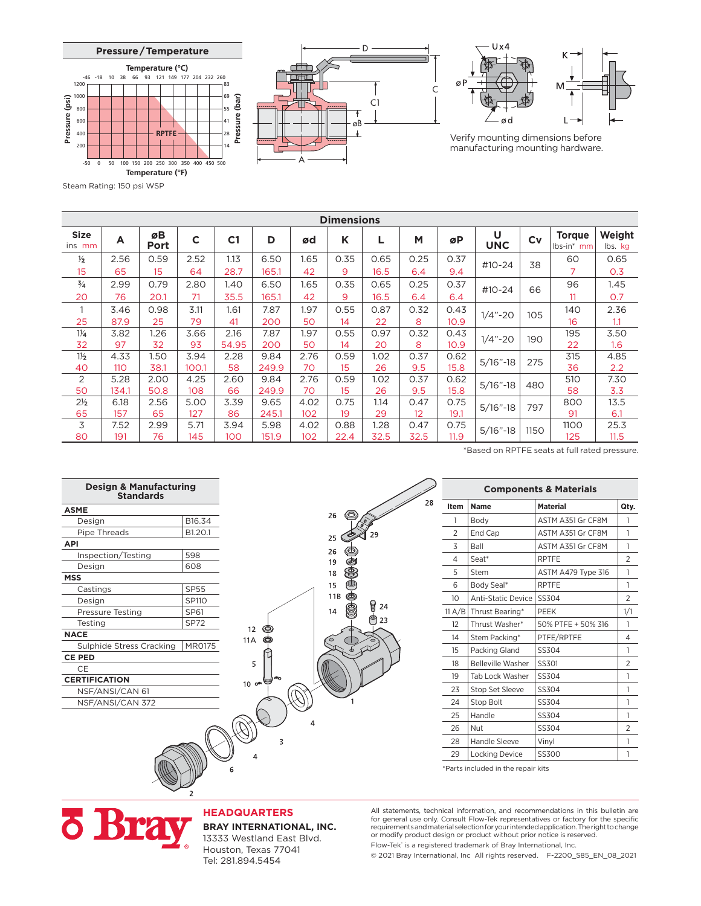## Pressure / Temperature

Temperature (°C)

-46 -18 10 38 66 93 121 149 177 204 232 260

Pressure (psi)

1200
1000
800
600
400
200

Pressure (bar)

83
69
55
41
28
14

RPTFE

-50 0 50 100 150 200 250 300 350 400 450 500

Temperature (°F)

Steam Rating: 150 psi WSP

D
C
C1
øB
A

U x4
øP
ød
K
M
L

Verify mounting dimensions before manufacturing mounting hardware.

## Dimensions

| Size ins mm | A | øB Port | C | C1 | D | ød | K | L | M | øP | U UNC | Cv | Torque lbs-in* mm | Weight lbs. kg |
|---|---|---|---|---|---|---|---|---|---|---|---|---|---|---|
| ½ | 2.56 | 0.59 | 2.52 | 1.13 | 6.50 | 1.65 | 0.35 | 0.65 | 0.25 | 0.37 | #10-24 | 38 | 60 | 0.65 |
| 15 | 65 | 15 | 64 | 28.7 | 165.1 | 42 | 9 | 16.5 | 6.4 | 9.4 | | | 7 | 0.3 |
| ¾ | 2.99 | 0.79 | 2.80 | 1.40 | 6.50 | 1.65 | 0.35 | 0.65 | 0.25 | 0.37 | #10-24 | 66 | 96 | 1.45 |
| 20 | 76 | 20.1 | 71 | 35.5 | 165.1 | 42 | 9 | 16.5 | 6.4 | 6.4 | | | 11 | 0.7 |
| 1 | 3.46 | 0.98 | 3.11 | 1.61 | 7.87 | 1.97 | 0.55 | 0.87 | 0.32 | 0.43 | 1/4"-20 | 105 | 140 | 2.36 |
| 25 | 87.9 | 25 | 79 | 41 | 200 | 50 | 14 | 22 | 8 | 10.9 | | | 16 | 1.1 |
| 1¼ | 3.82 | 1.26 | 3.66 | 2.16 | 7.87 | 1.97 | 0.55 | 0.97 | 0.32 | 0.43 | 1/4"-20 | 190 | 195 | 3.50 |
| 32 | 97 | 32 | 93 | 54.95 | 200 | 50 | 14 | 20 | 8 | 10.9 | | | 22 | 1.6 |
| 1½ | 4.33 | 1.50 | 3.94 | 2.28 | 9.84 | 2.76 | 0.59 | 1.02 | 0.37 | 0.62 | 5/16"-18 | 275 | 315 | 4.85 |
| 40 | 110 | 38.1 | 100.1 | 58 | 249.9 | 70 | 15 | 26 | 9.5 | 15.8 | | | 36 | 2.2 |
| 2 | 5.28 | 2.00 | 4.25 | 2.60 | 9.84 | 2.76 | 0.59 | 1.02 | 0.37 | 0.62 | 5/16"-18 | 480 | 510 | 7.30 |
| 50 | 134.1 | 50.8 | 108 | 66 | 249.9 | 70 | 15 | 26 | 9.5 | 15.8 | | | 58 | 3.3 |
| 2½ | 6.18 | 2.56 | 5.00 | 3.39 | 9.65 | 4.02 | 0.75 | 1.14 | 0.47 | 0.75 | 5/16"-18 | 797 | 800 | 13.5 |
| 65 | 157 | 65 | 127 | 86 | 245.1 | 102 | 19 | 29 | 12 | 19.1 | | | 91 | 6.1 |
| 3 | 7.52 | 2.99 | 5.71 | 3.94 | 5.98 | 4.02 | 0.88 | 1.28 | 0.47 | 0.75 | 5/16"-18 | 1150 | 1100 | 25.3 |
| 80 | 191 | 76 | 145 | 100 | 151.9 | 102 | 22.4 | 32.5 | 32.5 | 11.9 | | | 125 | 11.5 |

*Based on RPTFE seats at full rated pressure.

## Design & Manufacturing Standards

| | |
|---|---|
| **ASME** | |
| Design | B16.34 |
| Pipe Threads | B1.20.1 |
| **API** | |
| Inspection/Testing | 598 |
| Design | 608 |
| **MSS** | |
| Castings | SP55 |
| Design | SP110 |
| Pressure Testing | SP61 |
| Testing | SP72 |
| **NACE** | |
| Sulphide Stress Cracking | MR0175 |
| **CE PED** | |
| CE | |
| **CERTIFICATION** | |
| NSF/ANSI/CAN 61 | |
| NSF/ANSI/CAN 372 | |

26
28
25
29
26
19
18
15
11B
14
24
23
12
11A
5
10
1
4
3
4
6
2

## Components & Materials

| Item | Name | Material | Qty. |
|---|---|---|---|
| 1 | Body | ASTM A351 Gr CF8M | 1 |
| 2 | End Cap | ASTM A351 Gr CF8M | 1 |
| 3 | Ball | ASTM A351 Gr CF8M | 1 |
| 4 | Seat* | RPTFE | 2 |
| 5 | Stem | ASTM A479 Type 316 | 1 |
| 6 | Body Seal* | RPTFE | 1 |
| 10 | Anti-Static Device | SS304 | 2 |
| 11 A/B | Thrust Bearing* | PEEK | 1/1 |
| 12 | Thrust Washer* | 50% PTFE + 50% 316 | 1 |
| 14 | Stem Packing* | PTFE/RPTFE | 4 |
| 15 | Packing Gland | SS304 | 1 |
| 18 | Belleville Washer | SS301 | 2 |
| 19 | Tab Lock Washer | SS304 | 1 |
| 23 | Stop Set Sleeve | SS304 | 1 |
| 24 | Stop Bolt | SS304 | 1 |
| 25 | Handle | SS304 | 1 |
| 26 | Nut | SS304 | 2 |
| 28 | Handle Sleeve | Vinyl | 1 |
| 29 | Locking Device | SS300 | 1 |

*Parts included in the repair kits

Bray

**HEADQUARTERS**

**BRAY INTERNATIONAL, INC.**
13333 Westland East Blvd.
Houston, Texas 77041
Tel: 281.894.5454

All statements, technical information, and recommendations in this bulletin are for general use only. Consult Flow-Tek representatives or factory for the specific requirements and material selection for your intended application. The right to change or modify product design or product without prior notice is reserved.

Flow-Tek is a registered trademark of Bray International, Inc.

© 2021 Bray International, Inc All rights reserved. F-2200_S85_EN_08_2021